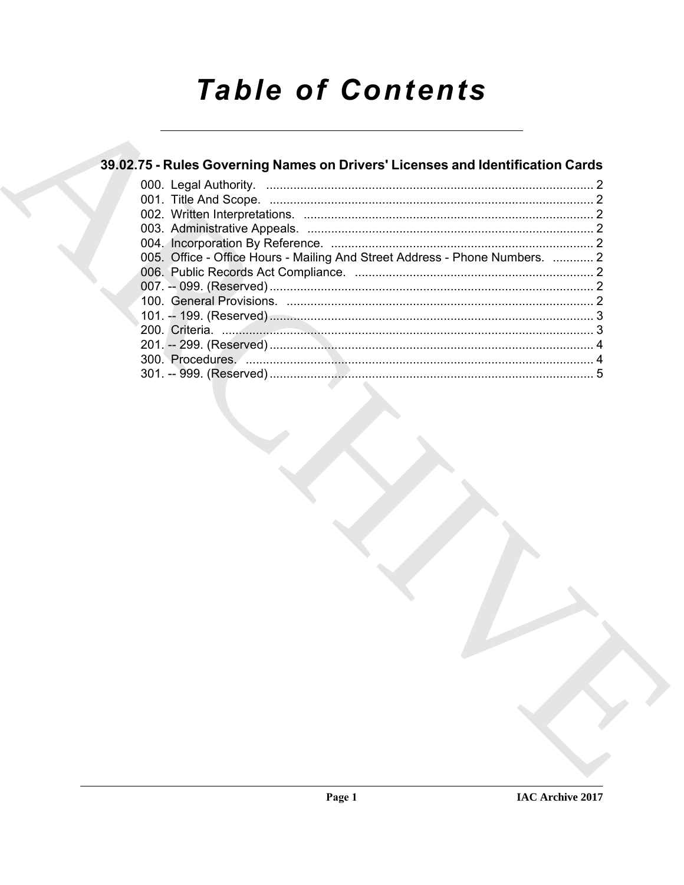# Table of Contents

## 39.02.75 - Rules Governing Names on Drivers' Licenses and Identification Cards

000. Legal Authority. ..... 2
001. Title And Scope. ..... 2
002. Written Interpretations. ..... 2
003. Administrative Appeals. ..... 2
004. Incorporation By Reference. ..... 2
005. Office - Office Hours - Mailing And Street Address - Phone Numbers. ..... 2
006. Public Records Act Compliance. ..... 2
007. -- 099. (Reserved) ..... 2
100. General Provisions. ..... 2
101. -- 199. (Reserved) ..... 3
200. Criteria. ..... 3
201. -- 299. (Reserved) ..... 4
300. Procedures. ..... 4
301. -- 999. (Reserved) ..... 5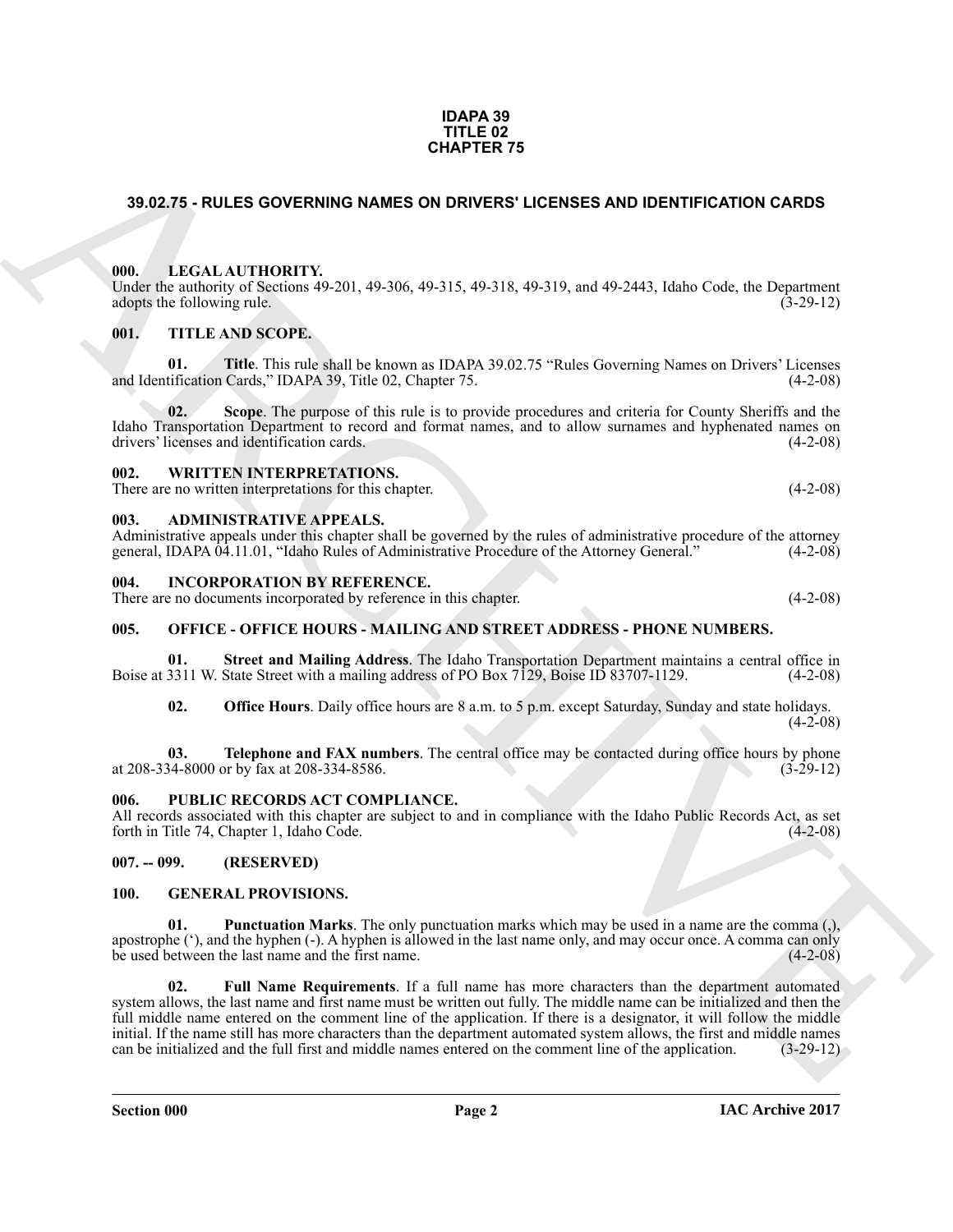**IDAPA 39**
**TITLE 02**
**CHAPTER 75**

# 39.02.75 - RULES GOVERNING NAMES ON DRIVERS' LICENSES AND IDENTIFICATION CARDS

## 000. LEGAL AUTHORITY.

Under the authority of Sections 49-201, 49-306, 49-315, 49-318, 49-319, and 49-2443, Idaho Code, the Department adopts the following rule. (3-29-12)

## 001. TITLE AND SCOPE.

**01. Title**. This rule shall be known as IDAPA 39.02.75 "Rules Governing Names on Drivers' Licenses and Identification Cards," IDAPA 39, Title 02, Chapter 75. (4-2-08)

**02. Scope**. The purpose of this rule is to provide procedures and criteria for County Sheriffs and the Idaho Transportation Department to record and format names, and to allow surnames and hyphenated names on drivers' licenses and identification cards. (4-2-08)

## 002. WRITTEN INTERPRETATIONS.

There are no written interpretations for this chapter. (4-2-08)

## 003. ADMINISTRATIVE APPEALS.

Administrative appeals under this chapter shall be governed by the rules of administrative procedure of the attorney general, IDAPA 04.11.01, "Idaho Rules of Administrative Procedure of the Attorney General." (4-2-08)

## 004. INCORPORATION BY REFERENCE.

There are no documents incorporated by reference in this chapter. (4-2-08)

## 005. OFFICE - OFFICE HOURS - MAILING AND STREET ADDRESS - PHONE NUMBERS.

**01. Street and Mailing Address**. The Idaho Transportation Department maintains a central office in Boise at 3311 W. State Street with a mailing address of PO Box 7129, Boise ID 83707-1129. (4-2-08)

**02. Office Hours**. Daily office hours are 8 a.m. to 5 p.m. except Saturday, Sunday and state holidays. (4-2-08)

**03. Telephone and FAX numbers**. The central office may be contacted during office hours by phone at 208-334-8000 or by fax at 208-334-8586. (3-29-12)

## 006. PUBLIC RECORDS ACT COMPLIANCE.

All records associated with this chapter are subject to and in compliance with the Idaho Public Records Act, as set forth in Title 74, Chapter 1, Idaho Code. (4-2-08)

## 007. -- 099. (RESERVED)

## 100. GENERAL PROVISIONS.

**01. Punctuation Marks**. The only punctuation marks which may be used in a name are the comma (,), apostrophe ('), and the hyphen (-). A hyphen is allowed in the last name only, and may occur once. A comma can only be used between the last name and the first name. (4-2-08)

**02. Full Name Requirements**. If a full name has more characters than the department automated system allows, the last name and first name must be written out fully. The middle name can be initialized and then the full middle name entered on the comment line of the application. If there is a designator, it will follow the middle initial. If the name still has more characters than the department automated system allows, the first and middle names can be initialized and the full first and middle names entered on the comment line of the application. (3-29-12)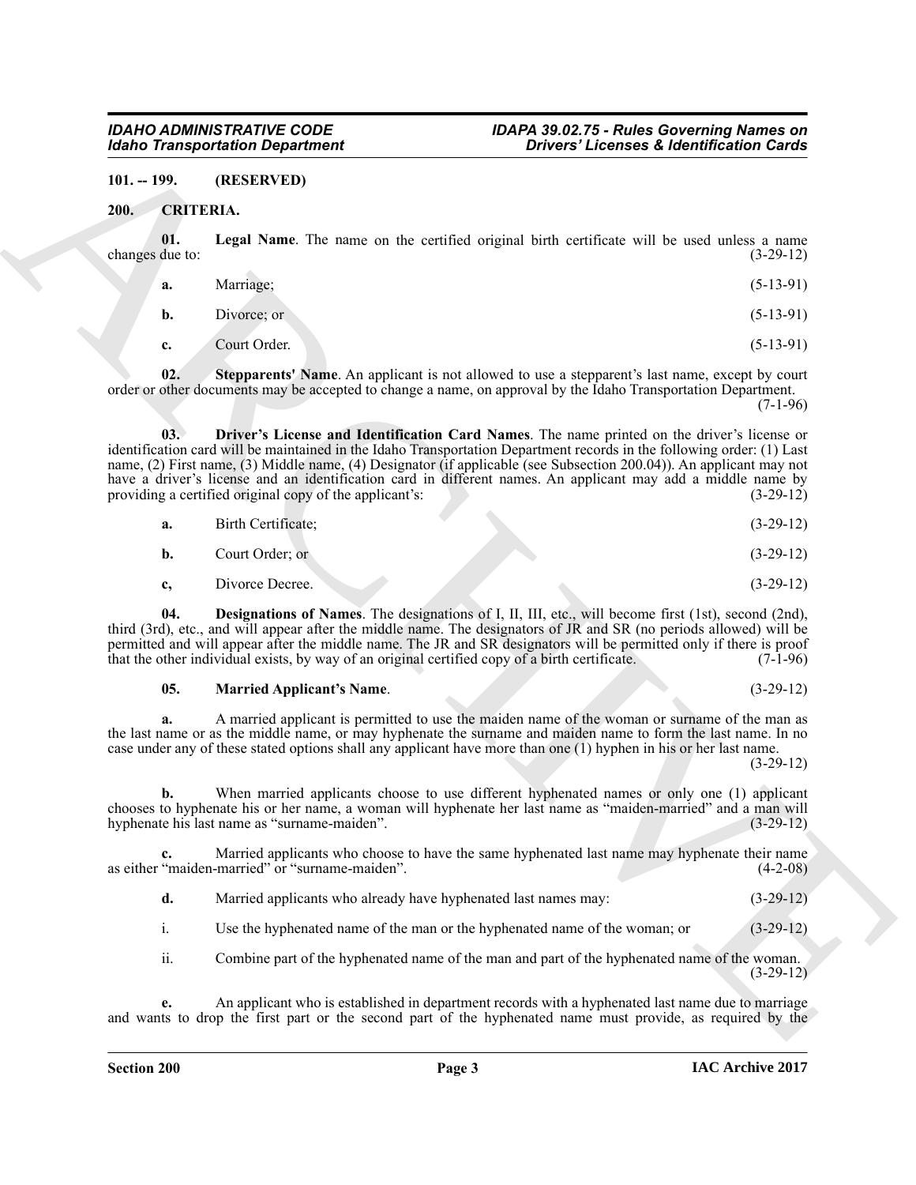**101. -- 199. (RESERVED)**

**200. CRITERIA.**

**01. Legal Name**. The name on the certified original birth certificate will be used unless a name changes due to: (3-29-12)

**a.** Marriage; (5-13-91)

**b.** Divorce; or (5-13-91)

**c.** Court Order. (5-13-91)

**02. Stepparents' Name**. An applicant is not allowed to use a stepparent's last name, except by court order or other documents may be accepted to change a name, on approval by the Idaho Transportation Department. (7-1-96)

**03. Driver's License and Identification Card Names**. The name printed on the driver's license or identification card will be maintained in the Idaho Transportation Department records in the following order: (1) Last name, (2) First name, (3) Middle name, (4) Designator (if applicable (see Subsection 200.04)). An applicant may not have a driver's license and an identification card in different names. An applicant may add a middle name by providing a certified original copy of the applicant's: (3-29-12)

**a.** Birth Certificate; (3-29-12)

**b.** Court Order; or (3-29-12)

**c,** Divorce Decree. (3-29-12)

**04. Designations of Names**. The designations of I, II, III, etc., will become first (1st), second (2nd), third (3rd), etc., and will appear after the middle name. The designators of JR and SR (no periods allowed) will be permitted and will appear after the middle name. The JR and SR designators will be permitted only if there is proof that the other individual exists, by way of an original certified copy of a birth certificate. (7-1-96)

**05. Married Applicant's Name**. (3-29-12)

**a.** A married applicant is permitted to use the maiden name of the woman or surname of the man as the last name or as the middle name, or may hyphenate the surname and maiden name to form the last name. In no case under any of these stated options shall any applicant have more than one (1) hyphen in his or her last name. (3-29-12)

**b.** When married applicants choose to use different hyphenated names or only one (1) applicant chooses to hyphenate his or her name, a woman will hyphenate her last name as "maiden-married" and a man will hyphenate his last name as "surname-maiden". (3-29-12)

**c.** Married applicants who choose to have the same hyphenated last name may hyphenate their name as either "maiden-married" or "surname-maiden". (4-2-08)

**d.** Married applicants who already have hyphenated last names may: (3-29-12)

i. Use the hyphenated name of the man or the hyphenated name of the woman; or (3-29-12)

ii. Combine part of the hyphenated name of the man and part of the hyphenated name of the woman. (3-29-12)

**e.** An applicant who is established in department records with a hyphenated last name due to marriage and wants to drop the first part or the second part of the hyphenated name must provide, as required by the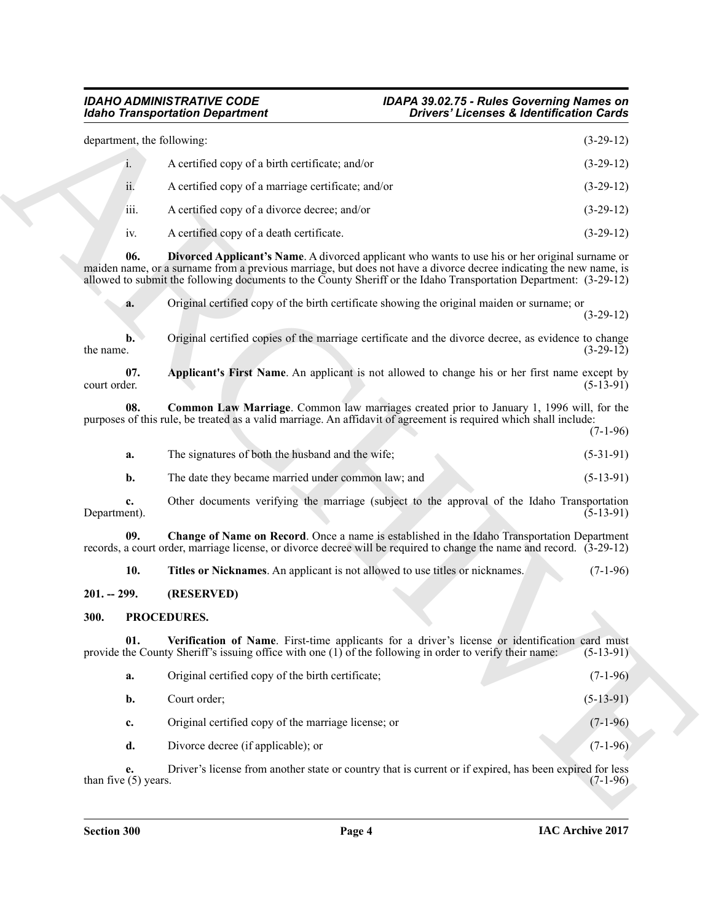department, the following: (3-29-12)

i. A certified copy of a birth certificate; and/or (3-29-12)

ii. A certified copy of a marriage certificate; and/or (3-29-12)

iii. A certified copy of a divorce decree; and/or (3-29-12)

iv. A certified copy of a death certificate. (3-29-12)

**06. Divorced Applicant's Name**. A divorced applicant who wants to use his or her original surname or maiden name, or a surname from a previous marriage, but does not have a divorce decree indicating the new name, is allowed to submit the following documents to the County Sheriff or the Idaho Transportation Department: (3-29-12)

**a.** Original certified copy of the birth certificate showing the original maiden or surname; or (3-29-12)

**b.** Original certified copies of the marriage certificate and the divorce decree, as evidence to change the name. (3-29-12)

**07. Applicant's First Name**. An applicant is not allowed to change his or her first name except by court order. (5-13-91)

**08. Common Law Marriage**. Common law marriages created prior to January 1, 1996 will, for the purposes of this rule, be treated as a valid marriage. An affidavit of agreement is required which shall include: (7-1-96)

**a.** The signatures of both the husband and the wife; (5-31-91)

**b.** The date they became married under common law; and (5-13-91)

**c.** Other documents verifying the marriage (subject to the approval of the Idaho Transportation Department). (5-13-91)

**09. Change of Name on Record**. Once a name is established in the Idaho Transportation Department records, a court order, marriage license, or divorce decree will be required to change the name and record. (3-29-12)

**10. Titles or Nicknames**. An applicant is not allowed to use titles or nicknames. (7-1-96)

## 201. -- 299. (RESERVED)

## 300. PROCEDURES.

**01. Verification of Name**. First-time applicants for a driver's license or identification card must provide the County Sheriff's issuing office with one (1) of the following in order to verify their name: (5-13-91)

**a.** Original certified copy of the birth certificate; (7-1-96)

**b.** Court order; (5-13-91)

**c.** Original certified copy of the marriage license; or (7-1-96)

**d.** Divorce decree (if applicable); or (7-1-96)

**e.** Driver's license from another state or country that is current or if expired, has been expired for less than five (5) years. (7-1-96)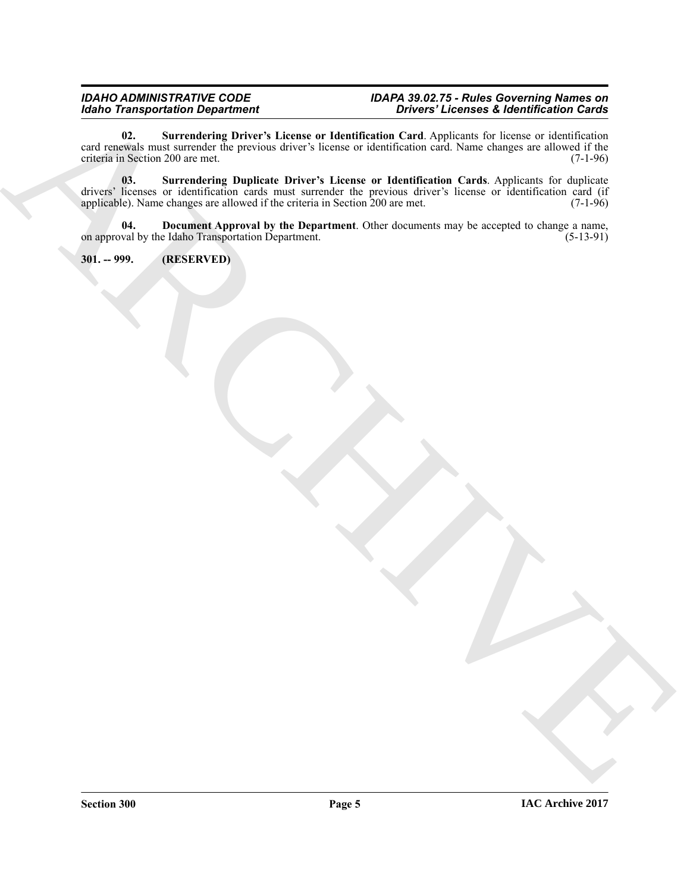**02. Surrendering Driver's License or Identification Card**. Applicants for license or identification card renewals must surrender the previous driver's license or identification card. Name changes are allowed if the criteria in Section 200 are met. (7-1-96)

**03. Surrendering Duplicate Driver's License or Identification Cards**. Applicants for duplicate drivers' licenses or identification cards must surrender the previous driver's license or identification card (if applicable). Name changes are allowed if the criteria in Section 200 are met. (7-1-96)

**04. Document Approval by the Department**. Other documents may be accepted to change a name, on approval by the Idaho Transportation Department. (5-13-91)

**301. -- 999. (RESERVED)**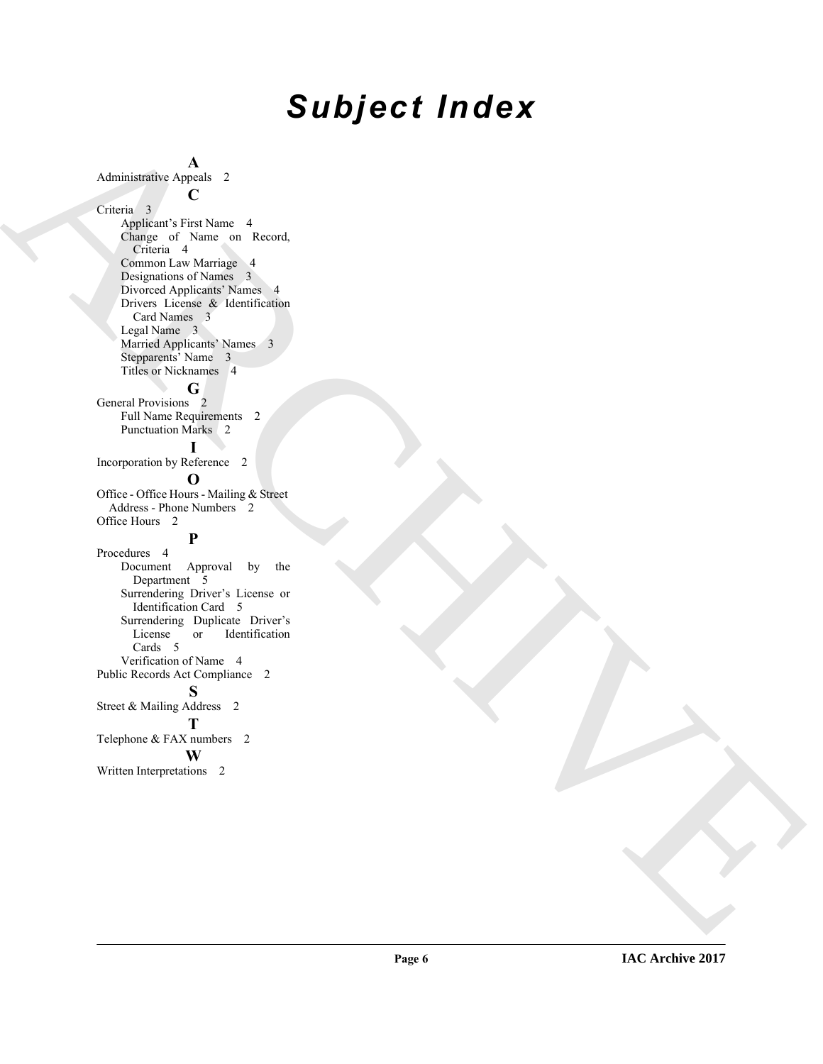# Subject Index

**A**

Administrative Appeals 2

**C**

Criteria 3
- Applicant's First Name 4
- Change of Name on Record, Criteria 4
- Common Law Marriage 4
- Designations of Names 3
- Divorced Applicants' Names 4
- Drivers License & Identification Card Names 3
- Legal Name 3
- Married Applicants' Names 3
- Stepparents' Name 3
- Titles or Nicknames 4

**G**

General Provisions 2
- Full Name Requirements 2
- Punctuation Marks 2

**I**

Incorporation by Reference 2

**O**

Office - Office Hours - Mailing & Street Address - Phone Numbers 2

Office Hours 2

**P**

Procedures 4
- Document Approval by the Department 5
- Surrendering Driver's License or Identification Card 5
- Surrendering Duplicate Driver's License or Identification Cards 5
- Verification of Name 4

Public Records Act Compliance 2

**S**

Street & Mailing Address 2

**T**

Telephone & FAX numbers 2

**W**

Written Interpretations 2